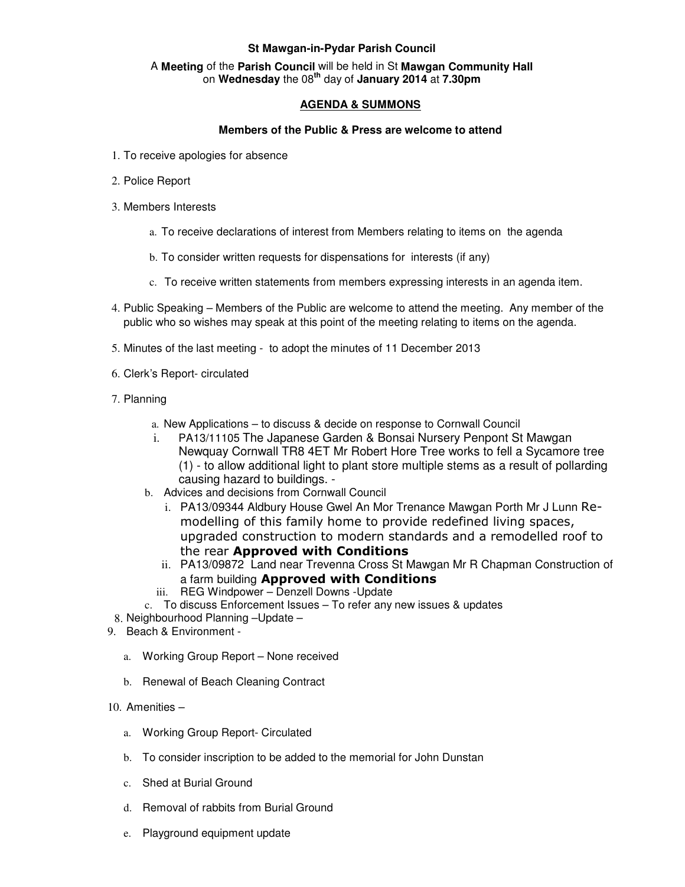**St Mawgan-in-Pydar Parish Council**

A **Meeting** of the **Parish Council** will be held in St **Mawgan Community Hall** on **Wednesday** the 08th day of **January 2014** at **7.30pm**

**AGENDA & SUMMONS**

**Members of the Public & Press are welcome to attend**

1. To receive apologies for absence
2. Police Report
3. Members Interests
   a. To receive declarations of interest from Members relating to items on the agenda
   b. To consider written requests for dispensations for interests (if any)
   c. To receive written statements from members expressing interests in an agenda item.
4. Public Speaking – Members of the Public are welcome to attend the meeting. Any member of the public who so wishes may speak at this point of the meeting relating to items on the agenda.
5. Minutes of the last meeting - to adopt the minutes of 11 December 2013
6. Clerk's Report- circulated
7. Planning
   a. New Applications – to discuss & decide on response to Cornwall Council
      i. PA13/11105 The Japanese Garden & Bonsai Nursery Penpont St Mawgan Newquay Cornwall TR8 4ET Mr Robert Hore Tree works to fell a Sycamore tree (1) - to allow additional light to plant store multiple stems as a result of pollarding causing hazard to buildings. -
   b. Advices and decisions from Cornwall Council
      i. PA13/09344 Aldbury House Gwel An Mor Trenance Mawgan Porth Mr J Lunn Re-modelling of this family home to provide redefined living spaces, upgraded construction to modern standards and a remodelled roof to the rear **Approved with Conditions**
      ii. PA13/09872 Land near Trevenna Cross St Mawgan Mr R Chapman Construction of a farm building **Approved with Conditions**
      iii. REG Windpower – Denzell Downs -Update
   c. To discuss Enforcement Issues – To refer any new issues & updates
8. Neighbourhood Planning –Update –
9. Beach & Environment -
   a. Working Group Report – None received
   b. Renewal of Beach Cleaning Contract
10. Amenities –
    a. Working Group Report- Circulated
    b. To consider inscription to be added to the memorial for John Dunstan
    c. Shed at Burial Ground
    d. Removal of rabbits from Burial Ground
    e. Playground equipment update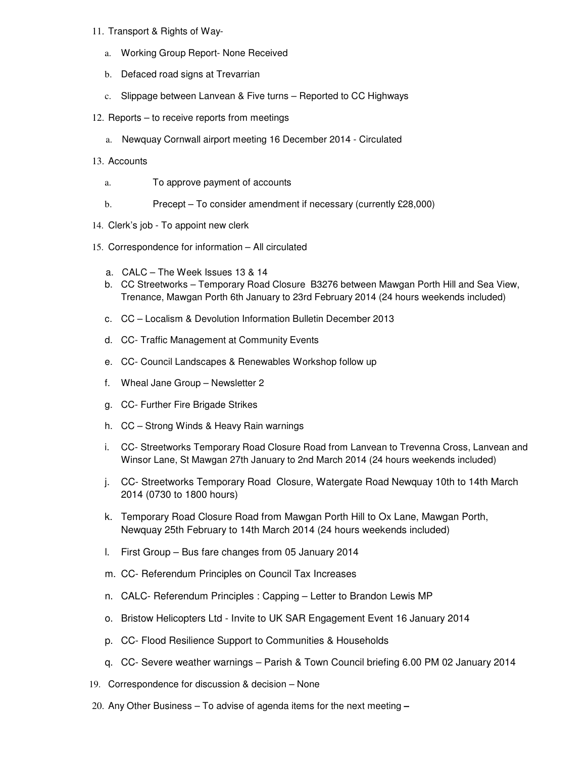11. Transport & Rights of Way-

    a. Working Group Report- None Received

    b. Defaced road signs at Trevarrian

    c. Slippage between Lanvean & Five turns – Reported to CC Highways

12. Reports – to receive reports from meetings

    a. Newquay Cornwall airport meeting 16 December 2014 - Circulated

13. Accounts

    a. To approve payment of accounts

    b. Precept – To consider amendment if necessary (currently £28,000)

14. Clerk's job - To appoint new clerk

15. Correspondence for information – All circulated

    a. CALC – The Week Issues 13 & 14
    b. CC Streetworks – Temporary Road Closure B3276 between Mawgan Porth Hill and Sea View, Trenance, Mawgan Porth 6th January to 23rd February 2014 (24 hours weekends included)
    c. CC – Localism & Devolution Information Bulletin December 2013
    d. CC- Traffic Management at Community Events
    e. CC- Council Landscapes & Renewables Workshop follow up
    f. Wheal Jane Group – Newsletter 2
    g. CC- Further Fire Brigade Strikes
    h. CC – Strong Winds & Heavy Rain warnings
    i. CC- Streetworks Temporary Road Closure Road from Lanvean to Trevenna Cross, Lanvean and Winsor Lane, St Mawgan 27th January to 2nd March 2014 (24 hours weekends included)
    j. CC- Streetworks Temporary Road Closure, Watergate Road Newquay 10th to 14th March 2014 (0730 to 1800 hours)
    k. Temporary Road Closure Road from Mawgan Porth Hill to Ox Lane, Mawgan Porth, Newquay 25th February to 14th March 2014 (24 hours weekends included)
    l. First Group – Bus fare changes from 05 January 2014
    m. CC- Referendum Principles on Council Tax Increases
    n. CALC- Referendum Principles : Capping – Letter to Brandon Lewis MP
    o. Bristow Helicopters Ltd - Invite to UK SAR Engagement Event 16 January 2014
    p. CC- Flood Resilience Support to Communities & Households
    q. CC- Severe weather warnings – Parish & Town Council briefing 6.00 PM 02 January 2014

19. Correspondence for discussion & decision – None

20. Any Other Business – To advise of agenda items for the next meeting –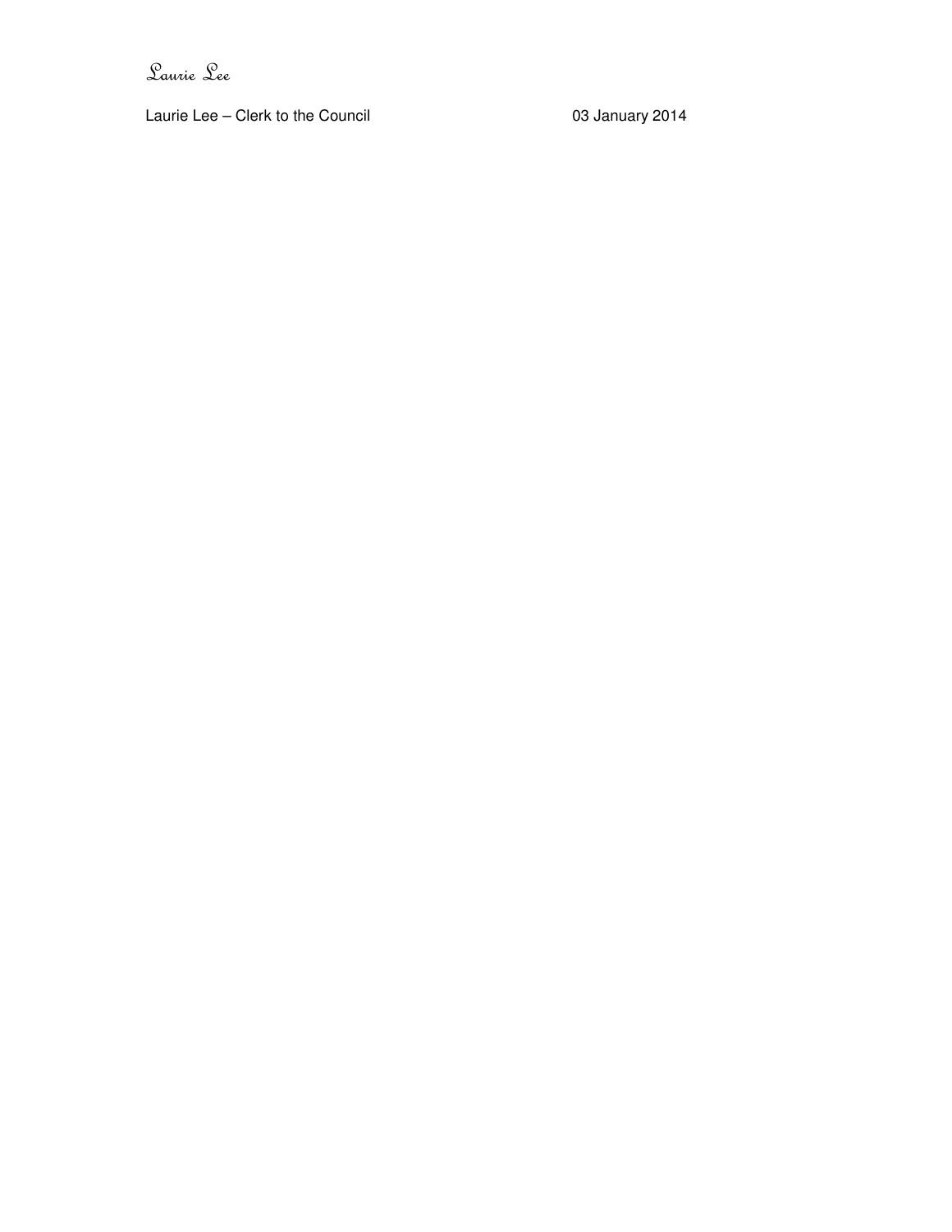*Laurie Lee*

Laurie Lee – Clerk to the Council 03 January 2014